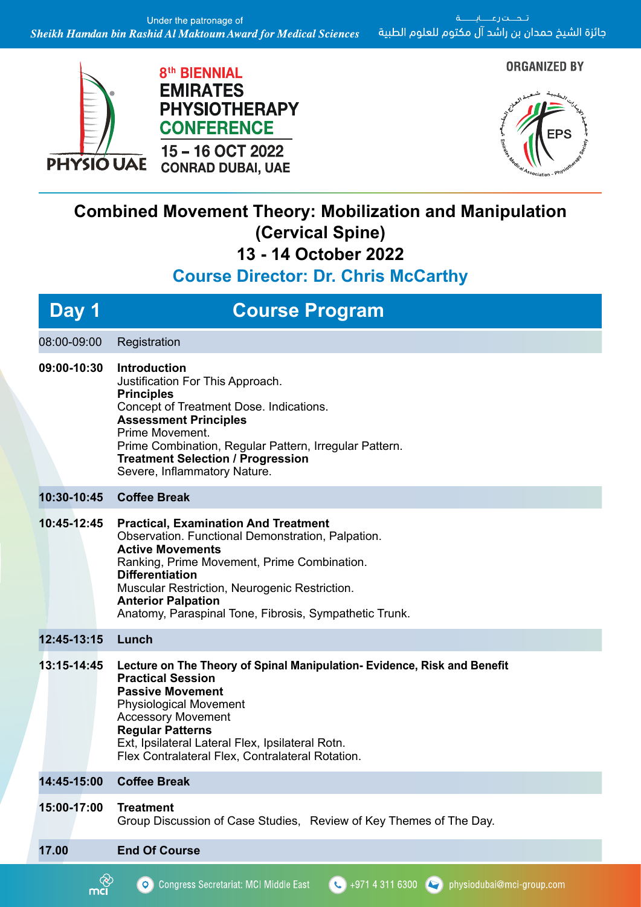Under the patronage of
*Sheikh Hamdan bin Rashid Al Maktoum Award for Medical Sciences*

تـحـت رعـــايـــة
جائزة الشيخ حمدان بن راشد آل مكتوم للعلوم الطبية

PHYSIO UAE

8th BIENNIAL
EMIRATES PHYSIOTHERAPY CONFERENCE
15 – 16 OCT 2022
CONRAD DUBAI, UAE

ORGANIZED BY

EPS

# Combined Movement Theory: Mobilization and Manipulation (Cervical Spine)

## 13 - 14 October 2022

## Course Director: Dr. Chris McCarthy

| Day 1 | Course Program |
|---|---|
| 08:00-09:00 | Registration |
| **09:00-10:30** | **Introduction**<br>Justification For This Approach.<br>**Principles**<br>Concept of Treatment Dose. Indications.<br>**Assessment Principles**<br>Prime Movement.<br>Prime Combination, Regular Pattern, Irregular Pattern.<br>**Treatment Selection / Progression**<br>Severe, Inflammatory Nature. |
| **10:30-10:45** | **Coffee Break** |
| **10:45-12:45** | **Practical, Examination And Treatment**<br>Observation. Functional Demonstration, Palpation.<br>**Active Movements**<br>Ranking, Prime Movement, Prime Combination.<br>**Differentiation**<br>Muscular Restriction, Neurogenic Restriction.<br>**Anterior Palpation**<br>Anatomy, Paraspinal Tone, Fibrosis, Sympathetic Trunk. |
| **12:45-13:15** | **Lunch** |
| **13:15-14:45** | **Lecture on The Theory of Spinal Manipulation- Evidence, Risk and Benefit**<br>**Practical Session**<br>**Passive Movement**<br>Physiological Movement<br>Accessory Movement<br>**Regular Patterns**<br>Ext, Ipsilateral Lateral Flex, Ipsilateral Rotn.<br>Flex Contralateral Flex, Contralateral Rotation. |
| **14:45-15:00** | **Coffee Break** |
| **15:00-17:00** | **Treatment**<br>Group Discussion of Case Studies, Review of Key Themes of The Day. |
| **17.00** | **End Of Course** |

mci — Congress Secretariat: MCI Middle East — +971 4 311 6300 — physiodubai@mci-group.com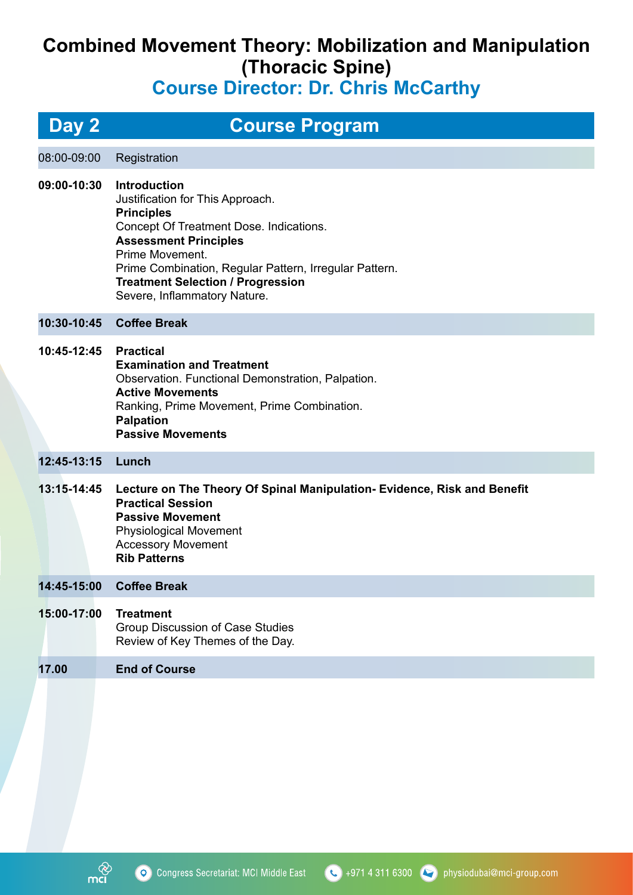# Combined Movement Theory: Mobilization and Manipulation (Thoracic Spine)

## Course Director: Dr. Chris McCarthy

| Day 2 | Course Program |
|---|---|
| 08:00-09:00 | Registration |
| **09:00-10:30** | **Introduction**<br>Justification for This Approach.<br>**Principles**<br>Concept Of Treatment Dose. Indications.<br>**Assessment Principles**<br>Prime Movement.<br>Prime Combination, Regular Pattern, Irregular Pattern.<br>**Treatment Selection / Progression**<br>Severe, Inflammatory Nature. |
| **10:30-10:45** | **Coffee Break** |
| **10:45-12:45** | **Practical**<br>**Examination and Treatment**<br>Observation. Functional Demonstration, Palpation.<br>**Active Movements**<br>Ranking, Prime Movement, Prime Combination.<br>**Palpation**<br>**Passive Movements** |
| **12:45-13:15** | **Lunch** |
| **13:15-14:45** | **Lecture on The Theory Of Spinal Manipulation- Evidence, Risk and Benefit**<br>**Practical Session**<br>**Passive Movement**<br>Physiological Movement<br>Accessory Movement<br>**Rib Patterns** |
| **14:45-15:00** | **Coffee Break** |
| **15:00-17:00** | **Treatment**<br>Group Discussion of Case Studies<br>Review of Key Themes of the Day. |
| **17.00** | **End of Course** |

Congress Secretariat: MCI Middle East | +971 4 311 6300 | physiodubai@mci-group.com